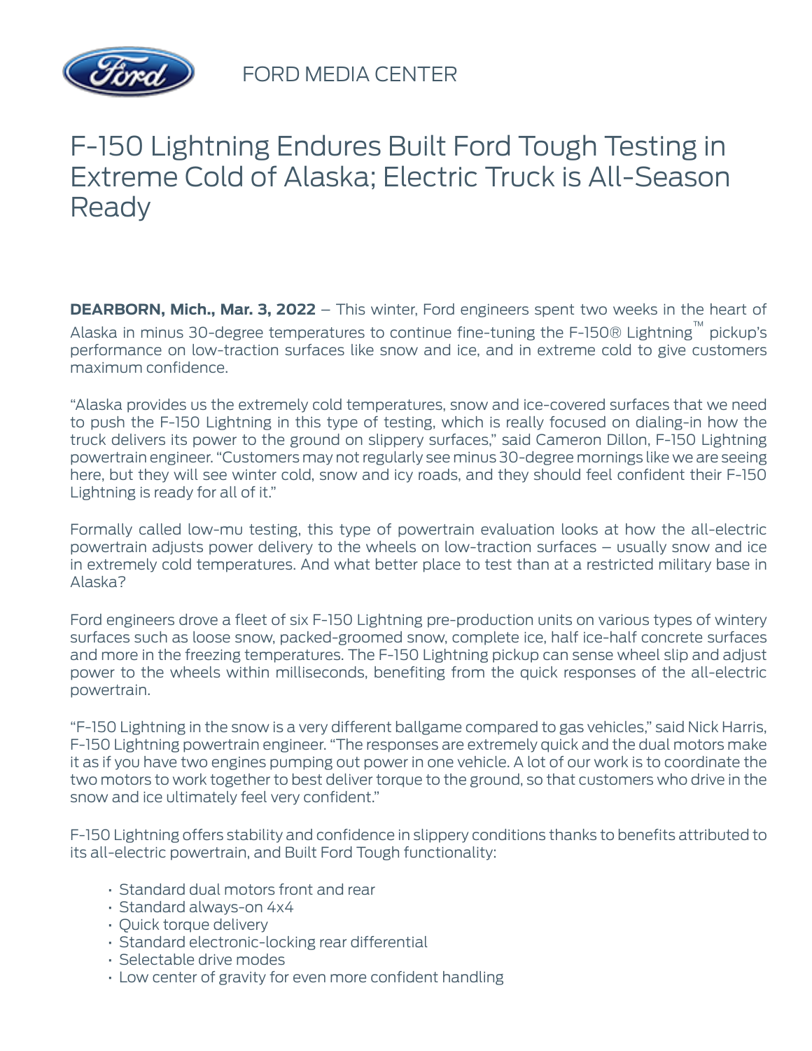FORD MEDIA CENTER

# F-150 Lightning Endures Built Ford Tough Testing in Extreme Cold of Alaska; Electric Truck is All-Season Ready

**DEARBORN, Mich., Mar. 3, 2022** – This winter, Ford engineers spent two weeks in the heart of Alaska in minus 30-degree temperatures to continue fine-tuning the F-150® Lightning™ pickup's performance on low-traction surfaces like snow and ice, and in extreme cold to give customers maximum confidence.

"Alaska provides us the extremely cold temperatures, snow and ice-covered surfaces that we need to push the F-150 Lightning in this type of testing, which is really focused on dialing-in how the truck delivers its power to the ground on slippery surfaces," said Cameron Dillon, F-150 Lightning powertrain engineer. "Customers may not regularly see minus 30-degree mornings like we are seeing here, but they will see winter cold, snow and icy roads, and they should feel confident their F-150 Lightning is ready for all of it."

Formally called low-mu testing, this type of powertrain evaluation looks at how the all-electric powertrain adjusts power delivery to the wheels on low-traction surfaces – usually snow and ice in extremely cold temperatures. And what better place to test than at a restricted military base in Alaska?

Ford engineers drove a fleet of six F-150 Lightning pre-production units on various types of wintery surfaces such as loose snow, packed-groomed snow, complete ice, half ice-half concrete surfaces and more in the freezing temperatures. The F-150 Lightning pickup can sense wheel slip and adjust power to the wheels within milliseconds, benefiting from the quick responses of the all-electric powertrain.

"F-150 Lightning in the snow is a very different ballgame compared to gas vehicles," said Nick Harris, F-150 Lightning powertrain engineer. "The responses are extremely quick and the dual motors make it as if you have two engines pumping out power in one vehicle. A lot of our work is to coordinate the two motors to work together to best deliver torque to the ground, so that customers who drive in the snow and ice ultimately feel very confident."

F-150 Lightning offers stability and confidence in slippery conditions thanks to benefits attributed to its all-electric powertrain, and Built Ford Tough functionality:

- Standard dual motors front and rear
- Standard always-on 4x4
- Quick torque delivery
- Standard electronic-locking rear differential
- Selectable drive modes
- Low center of gravity for even more confident handling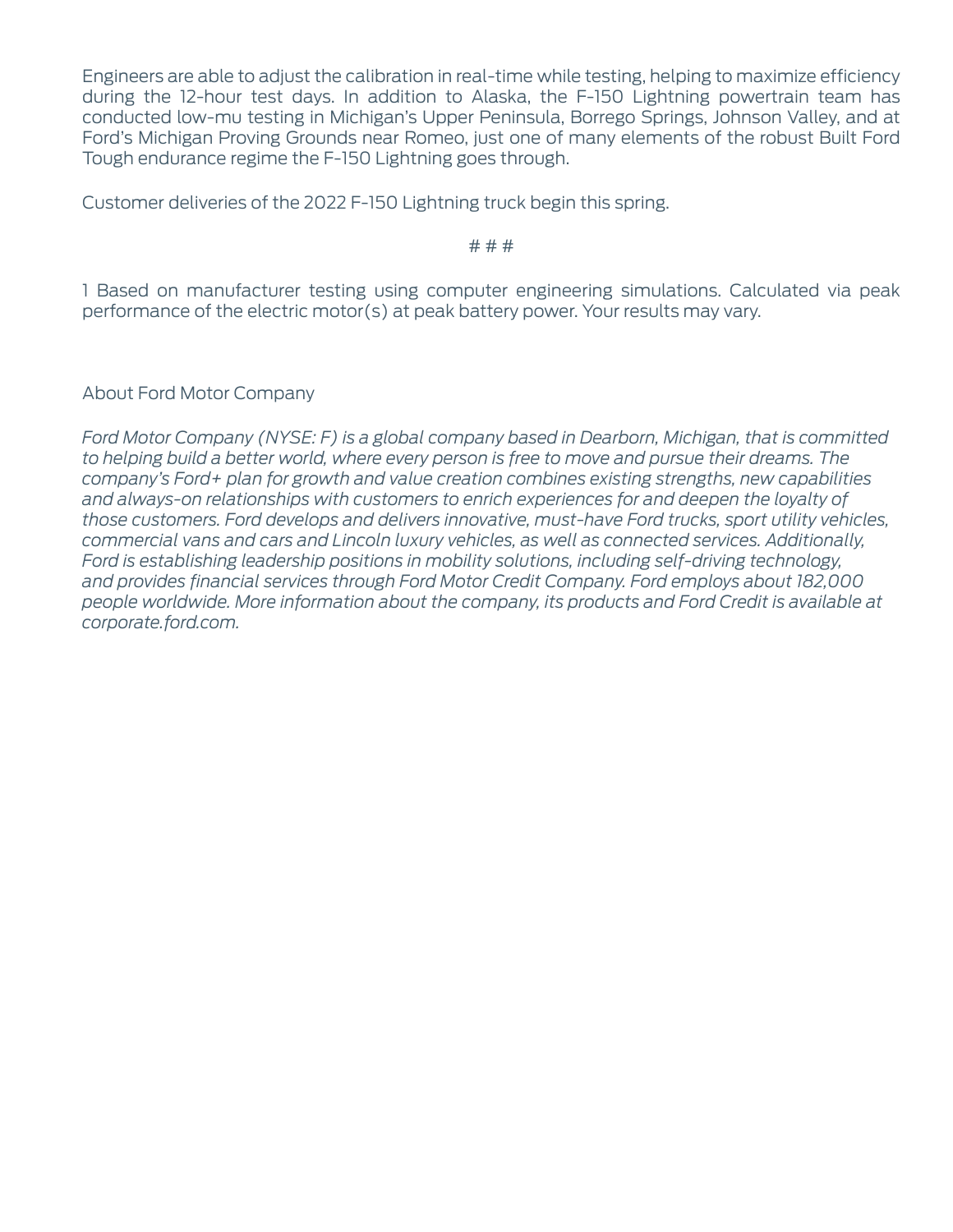Engineers are able to adjust the calibration in real-time while testing, helping to maximize efficiency during the 12-hour test days. In addition to Alaska, the F-150 Lightning powertrain team has conducted low-mu testing in Michigan's Upper Peninsula, Borrego Springs, Johnson Valley, and at Ford's Michigan Proving Grounds near Romeo, just one of many elements of the robust Built Ford Tough endurance regime the F-150 Lightning goes through.

Customer deliveries of the 2022 F-150 Lightning truck begin this spring.

# # #

1 Based on manufacturer testing using computer engineering simulations. Calculated via peak performance of the electric motor(s) at peak battery power. Your results may vary.

About Ford Motor Company

*Ford Motor Company (NYSE: F) is a global company based in Dearborn, Michigan, that is committed to helping build a better world, where every person is free to move and pursue their dreams. The company's Ford+ plan for growth and value creation combines existing strengths, new capabilities and always-on relationships with customers to enrich experiences for and deepen the loyalty of those customers. Ford develops and delivers innovative, must-have Ford trucks, sport utility vehicles, commercial vans and cars and Lincoln luxury vehicles, as well as connected services. Additionally, Ford is establishing leadership positions in mobility solutions, including self-driving technology, and provides financial services through Ford Motor Credit Company. Ford employs about 182,000 people worldwide. More information about the company, its products and Ford Credit is available at corporate.ford.com.*